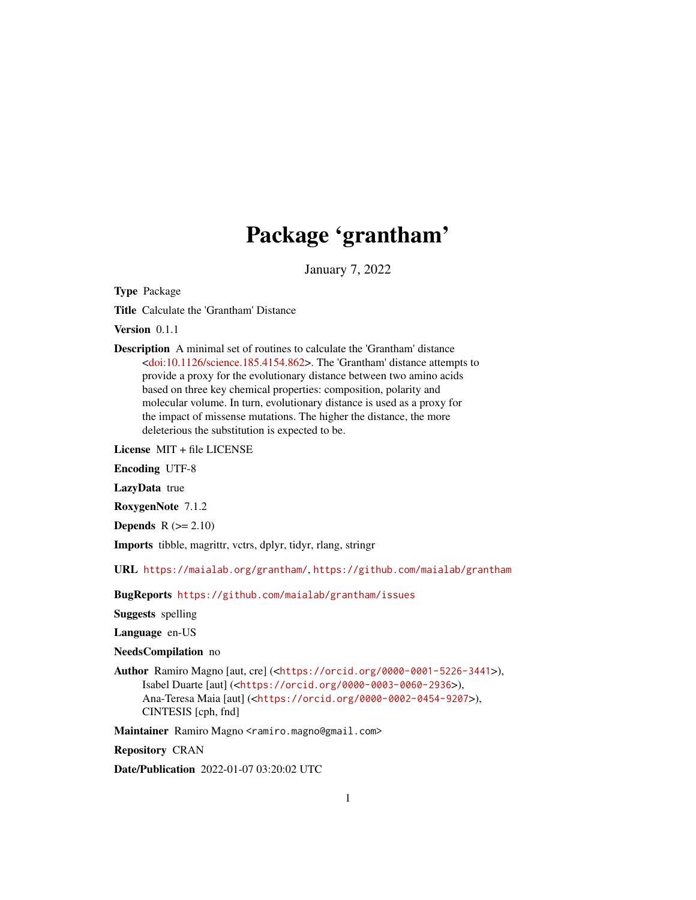# Package 'grantham'

January 7, 2022

**Type** Package

**Title** Calculate the 'Grantham' Distance

**Version** 0.1.1

**Description** A minimal set of routines to calculate the 'Grantham' distance <doi:10.1126/science.185.4154.862>. The 'Grantham' distance attempts to provide a proxy for the evolutionary distance between two amino acids based on three key chemical properties: composition, polarity and molecular volume. In turn, evolutionary distance is used as a proxy for the impact of missense mutations. The higher the distance, the more deleterious the substitution is expected to be.

**License** MIT + file LICENSE

**Encoding** UTF-8

**LazyData** true

**RoxygenNote** 7.1.2

**Depends** R (>= 2.10)

**Imports** tibble, magrittr, vctrs, dplyr, tidyr, rlang, stringr

**URL** https://maialab.org/grantham/, https://github.com/maialab/grantham

**BugReports** https://github.com/maialab/grantham/issues

**Suggests** spelling

**Language** en-US

**NeedsCompilation** no

**Author** Ramiro Magno [aut, cre] (<https://orcid.org/0000-0001-5226-3441>), Isabel Duarte [aut] (<https://orcid.org/0000-0003-0060-2936>), Ana-Teresa Maia [aut] (<https://orcid.org/0000-0002-0454-9207>), CINTESIS [cph, fnd]

**Maintainer** Ramiro Magno <ramiro.magno@gmail.com>

**Repository** CRAN

**Date/Publication** 2022-01-07 03:20:02 UTC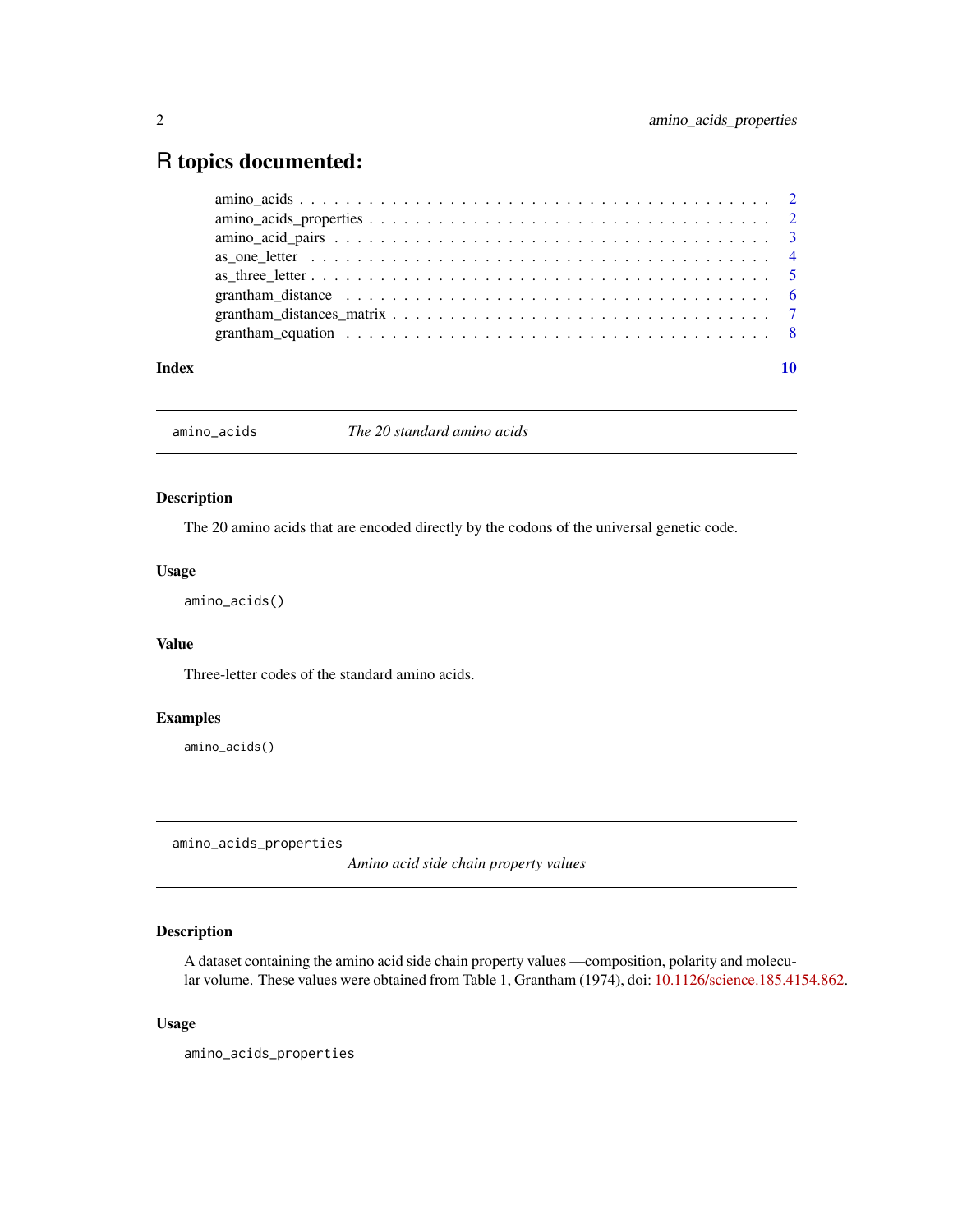# R topics documented:

- amino_acids . . . . . . . . . . . . . . . . . . . . . . . . . . . . . . . . . . . . . . 2
- amino_acids_properties . . . . . . . . . . . . . . . . . . . . . . . . . . . . . . . . . 2
- amino_acid_pairs . . . . . . . . . . . . . . . . . . . . . . . . . . . . . . . . . . . . 3
- as_one_letter . . . . . . . . . . . . . . . . . . . . . . . . . . . . . . . . . . . . . 4
- as_three_letter . . . . . . . . . . . . . . . . . . . . . . . . . . . . . . . . . . . . 5
- grantham_distance . . . . . . . . . . . . . . . . . . . . . . . . . . . . . . . . . . . 6
- grantham_distances_matrix . . . . . . . . . . . . . . . . . . . . . . . . . . . . . . . 7
- grantham_equation . . . . . . . . . . . . . . . . . . . . . . . . . . . . . . . . . . . 8

**Index** 10

---

## amino_acids — *The 20 standard amino acids*

---

### Description

The 20 amino acids that are encoded directly by the codons of the universal genetic code.

### Usage

```
amino_acids()
```

### Value

Three-letter codes of the standard amino acids.

### Examples

```
amino_acids()
```

---

## amino_acids_properties — *Amino acid side chain property values*

---

### Description

A dataset containing the amino acid side chain property values —composition, polarity and molecular volume. These values were obtained from Table 1, Grantham (1974), doi: 10.1126/science.185.4154.862.

### Usage

```
amino_acids_properties
```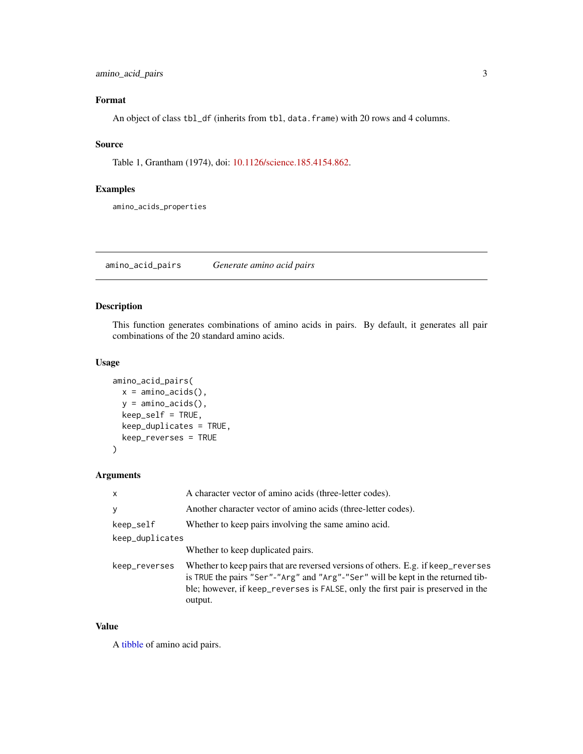### Format

An object of class `tbl_df` (inherits from `tbl`, `data.frame`) with 20 rows and 4 columns.

### Source

Table 1, Grantham (1974), doi: 10.1126/science.185.4154.862.

### Examples

```
amino_acids_properties
```

---

## `amino_acid_pairs` *Generate amino acid pairs*

---

### Description

This function generates combinations of amino acids in pairs. By default, it generates all pair combinations of the 20 standard amino acids.

### Usage

```
amino_acid_pairs(
  x = amino_acids(),
  y = amino_acids(),
  keep_self = TRUE,
  keep_duplicates = TRUE,
  keep_reverses = TRUE
)
```

### Arguments

| | |
|---|---|
| `x` | A character vector of amino acids (three-letter codes). |
| `y` | Another character vector of amino acids (three-letter codes). |
| `keep_self` | Whether to keep pairs involving the same amino acid. |
| `keep_duplicates` | Whether to keep duplicated pairs. |
| `keep_reverses` | Whether to keep pairs that are reversed versions of others. E.g. if `keep_reverses` is `TRUE` the pairs `"Ser"`-`"Arg"` and `"Arg"`-`"Ser"` will be kept in the returned tibble; however, if `keep_reverses` is `FALSE`, only the first pair is preserved in the output. |

### Value

A tibble of amino acid pairs.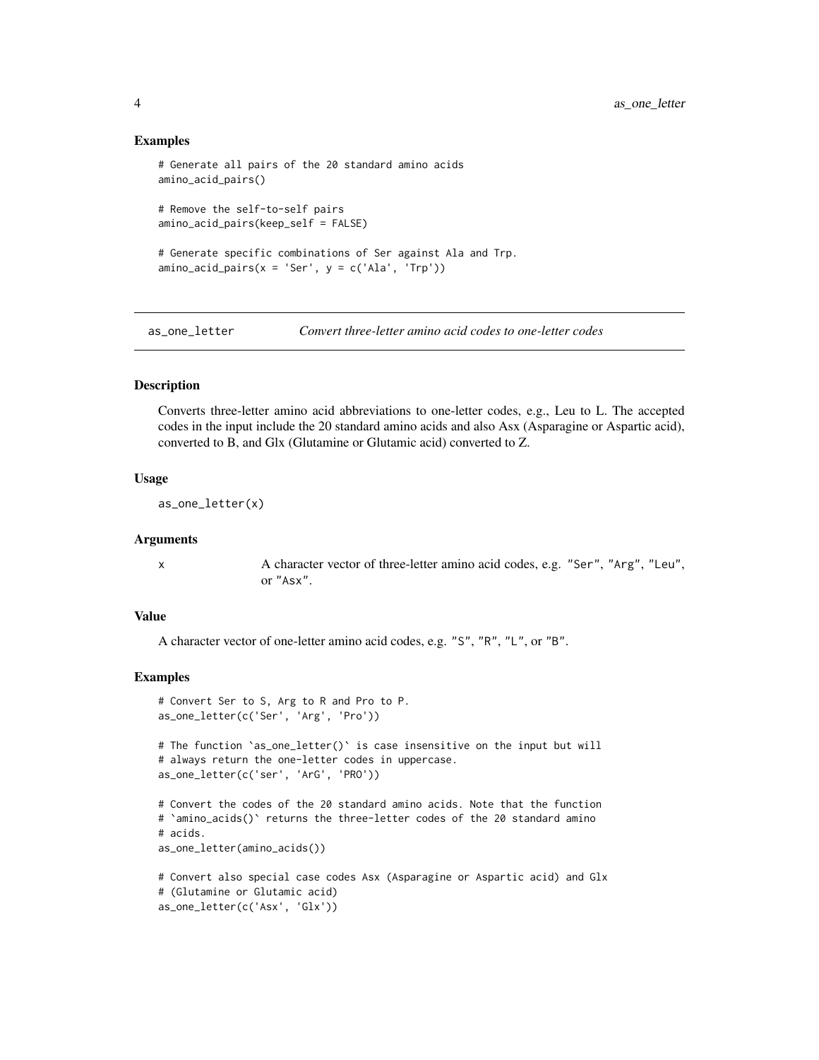## Examples

```
# Generate all pairs of the 20 standard amino acids
amino_acid_pairs()

# Remove the self-to-self pairs
amino_acid_pairs(keep_self = FALSE)

# Generate specific combinations of Ser against Ala and Trp.
amino_acid_pairs(x = 'Ser', y = c('Ala', 'Trp'))
```

---

# as_one_letter — *Convert three-letter amino acid codes to one-letter codes*

## Description

Converts three-letter amino acid abbreviations to one-letter codes, e.g., Leu to L. The accepted codes in the input include the 20 standard amino acids and also Asx (Asparagine or Aspartic acid), converted to B, and Glx (Glutamine or Glutamic acid) converted to Z.

## Usage

```
as_one_letter(x)
```

## Arguments

| | |
|---|---|
| x | A character vector of three-letter amino acid codes, e.g. "Ser", "Arg", "Leu", or "Asx". |

## Value

A character vector of one-letter amino acid codes, e.g. "S", "R", "L", or "B".

## Examples

```
# Convert Ser to S, Arg to R and Pro to P.
as_one_letter(c('Ser', 'Arg', 'Pro'))

# The function `as_one_letter()` is case insensitive on the input but will
# always return the one-letter codes in uppercase.
as_one_letter(c('ser', 'ArG', 'PRO'))

# Convert the codes of the 20 standard amino acids. Note that the function
# `amino_acids()` returns the three-letter codes of the 20 standard amino
# acids.
as_one_letter(amino_acids())

# Convert also special case codes Asx (Asparagine or Aspartic acid) and Glx
# (Glutamine or Glutamic acid)
as_one_letter(c('Asx', 'Glx'))
```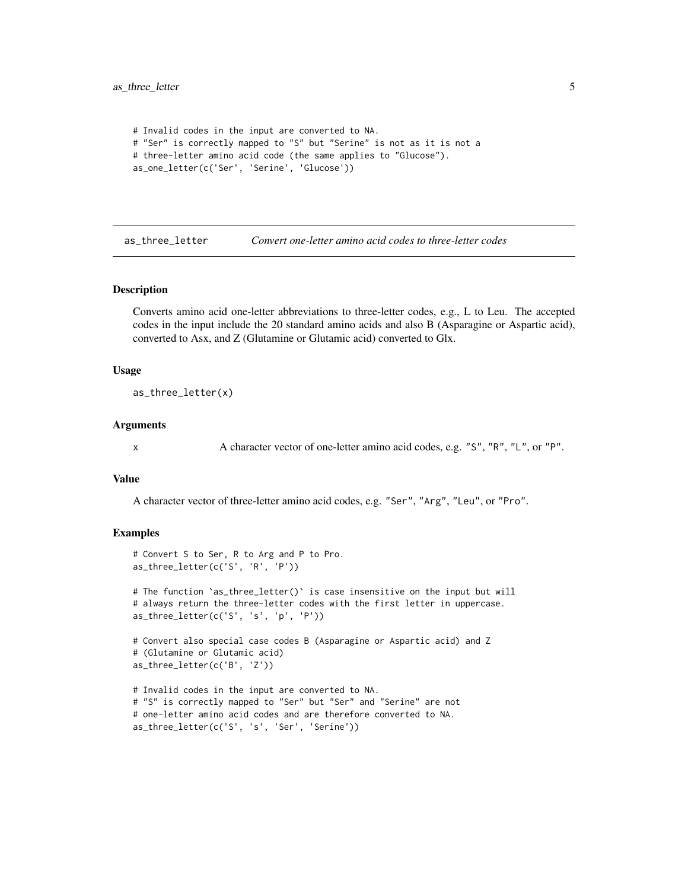```
# Invalid codes in the input are converted to NA.
# "Ser" is correctly mapped to "S" but "Serine" is not as it is not a
# three-letter amino acid code (the same applies to "Glucose").
as_one_letter(c('Ser', 'Serine', 'Glucose'))
```

---

## as_three_letter *Convert one-letter amino acid codes to three-letter codes*

---

### Description

Converts amino acid one-letter abbreviations to three-letter codes, e.g., L to Leu. The accepted codes in the input include the 20 standard amino acids and also B (Asparagine or Aspartic acid), converted to Asx, and Z (Glutamine or Glutamic acid) converted to Glx.

### Usage

```
as_three_letter(x)
```

### Arguments

| | |
|---|---|
| `x` | A character vector of one-letter amino acid codes, e.g. `"S"`, `"R"`, `"L"`, or `"P"`. |

### Value

A character vector of three-letter amino acid codes, e.g. `"Ser"`, `"Arg"`, `"Leu"`, or `"Pro"`.

### Examples

```
# Convert S to Ser, R to Arg and P to Pro.
as_three_letter(c('S', 'R', 'P'))

# The function `as_three_letter()` is case insensitive on the input but will
# always return the three-letter codes with the first letter in uppercase.
as_three_letter(c('S', 's', 'p', 'P'))

# Convert also special case codes B (Asparagine or Aspartic acid) and Z
# (Glutamine or Glutamic acid)
as_three_letter(c('B', 'Z'))

# Invalid codes in the input are converted to NA.
# "S" is correctly mapped to "Ser" but "Ser" and "Serine" are not
# one-letter amino acid codes and are therefore converted to NA.
as_three_letter(c('S', 's', 'Ser', 'Serine'))
```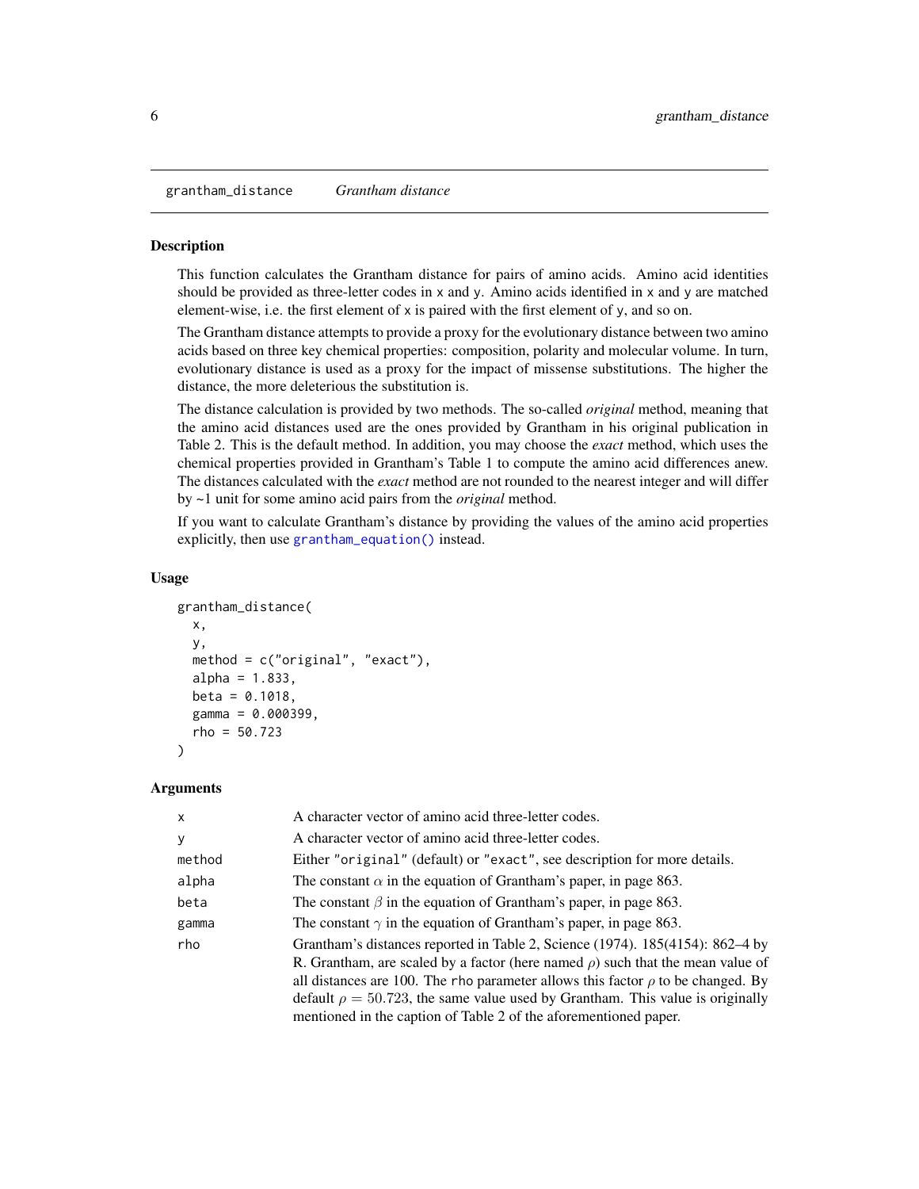## grantham_distance — *Grantham distance*

### Description

This function calculates the Grantham distance for pairs of amino acids. Amino acid identities should be provided as three-letter codes in `x` and `y`. Amino acids identified in `x` and `y` are matched element-wise, i.e. the first element of `x` is paired with the first element of `y`, and so on.

The Grantham distance attempts to provide a proxy for the evolutionary distance between two amino acids based on three key chemical properties: composition, polarity and molecular volume. In turn, evolutionary distance is used as a proxy for the impact of missense substitutions. The higher the distance, the more deleterious the substitution is.

The distance calculation is provided by two methods. The so-called *original* method, meaning that the amino acid distances used are the ones provided by Grantham in his original publication in Table 2. This is the default method. In addition, you may choose the *exact* method, which uses the chemical properties provided in Grantham's Table 1 to compute the amino acid differences anew. The distances calculated with the *exact* method are not rounded to the nearest integer and will differ by ~1 unit for some amino acid pairs from the *original* method.

If you want to calculate Grantham's distance by providing the values of the amino acid properties explicitly, then use `grantham_equation()` instead.

### Usage

```
grantham_distance(
  x,
  y,
  method = c("original", "exact"),
  alpha = 1.833,
  beta = 0.1018,
  gamma = 0.000399,
  rho = 50.723
)
```

### Arguments

| Argument | Description |
|---|---|
| `x` | A character vector of amino acid three-letter codes. |
| `y` | A character vector of amino acid three-letter codes. |
| `method` | Either `"original"` (default) or `"exact"`, see description for more details. |
| `alpha` | The constant $\alpha$ in the equation of Grantham's paper, in page 863. |
| `beta` | The constant $\beta$ in the equation of Grantham's paper, in page 863. |
| `gamma` | The constant $\gamma$ in the equation of Grantham's paper, in page 863. |
| `rho` | Grantham's distances reported in Table 2, Science (1974). 185(4154): 862–4 by R. Grantham, are scaled by a factor (here named $\rho$) such that the mean value of all distances are 100. The `rho` parameter allows this factor $\rho$ to be changed. By default $\rho = 50.723$, the same value used by Grantham. This value is originally mentioned in the caption of Table 2 of the aforementioned paper. |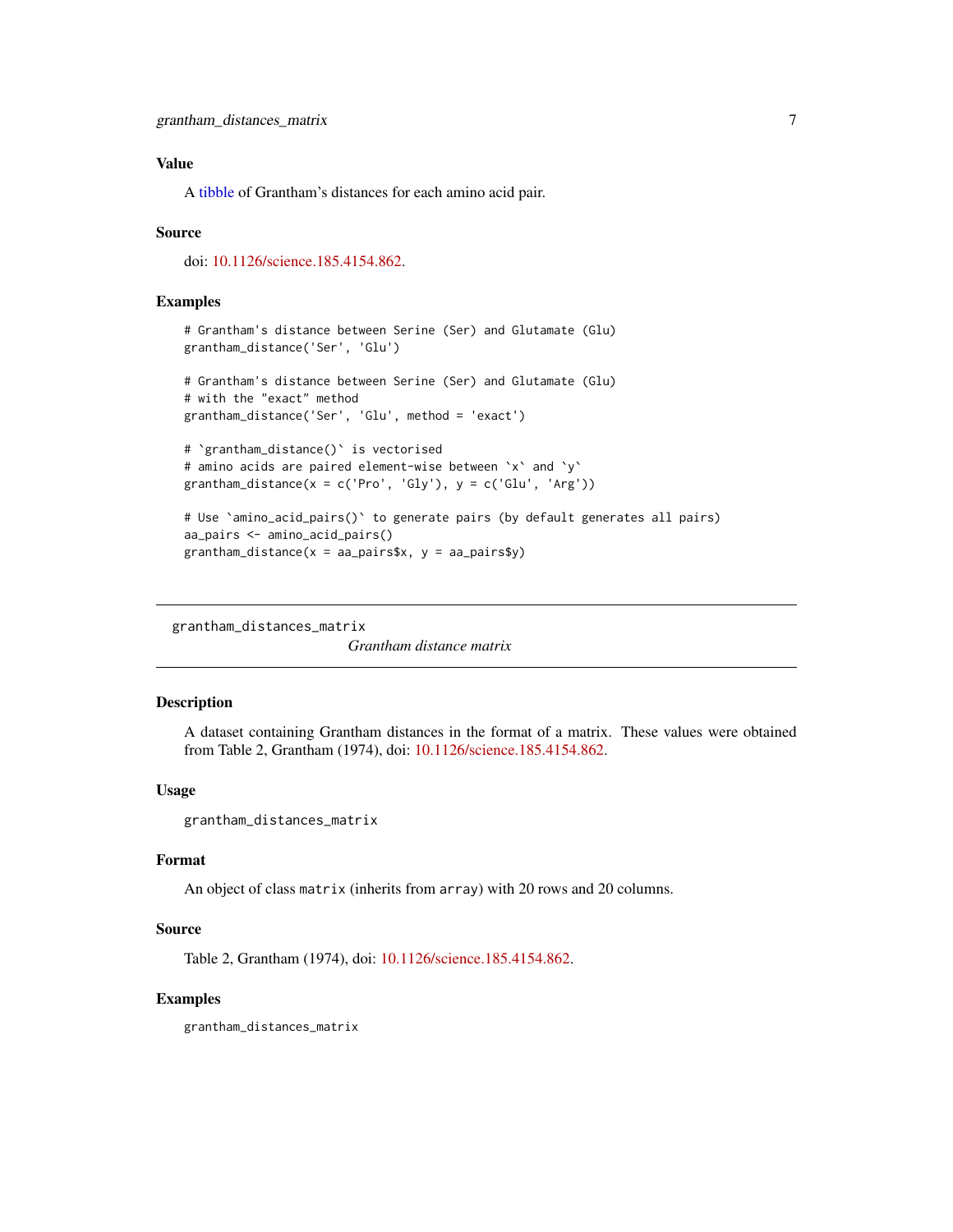### Value

A tibble of Grantham's distances for each amino acid pair.

### Source

doi: 10.1126/science.185.4154.862.

### Examples

```
# Grantham's distance between Serine (Ser) and Glutamate (Glu)
grantham_distance('Ser', 'Glu')

# Grantham's distance between Serine (Ser) and Glutamate (Glu)
# with the "exact" method
grantham_distance('Ser', 'Glu', method = 'exact')

# `grantham_distance()` is vectorised
# amino acids are paired element-wise between `x` and `y`
grantham_distance(x = c('Pro', 'Gly'), y = c('Glu', 'Arg'))

# Use `amino_acid_pairs()` to generate pairs (by default generates all pairs)
aa_pairs <- amino_acid_pairs()
grantham_distance(x = aa_pairs$x, y = aa_pairs$y)
```

---

## grantham_distances_matrix

*Grantham distance matrix*

---

### Description

A dataset containing Grantham distances in the format of a matrix. These values were obtained from Table 2, Grantham (1974), doi: 10.1126/science.185.4154.862.

### Usage

```
grantham_distances_matrix
```

### Format

An object of class `matrix` (inherits from `array`) with 20 rows and 20 columns.

### Source

Table 2, Grantham (1974), doi: 10.1126/science.185.4154.862.

### Examples

```
grantham_distances_matrix
```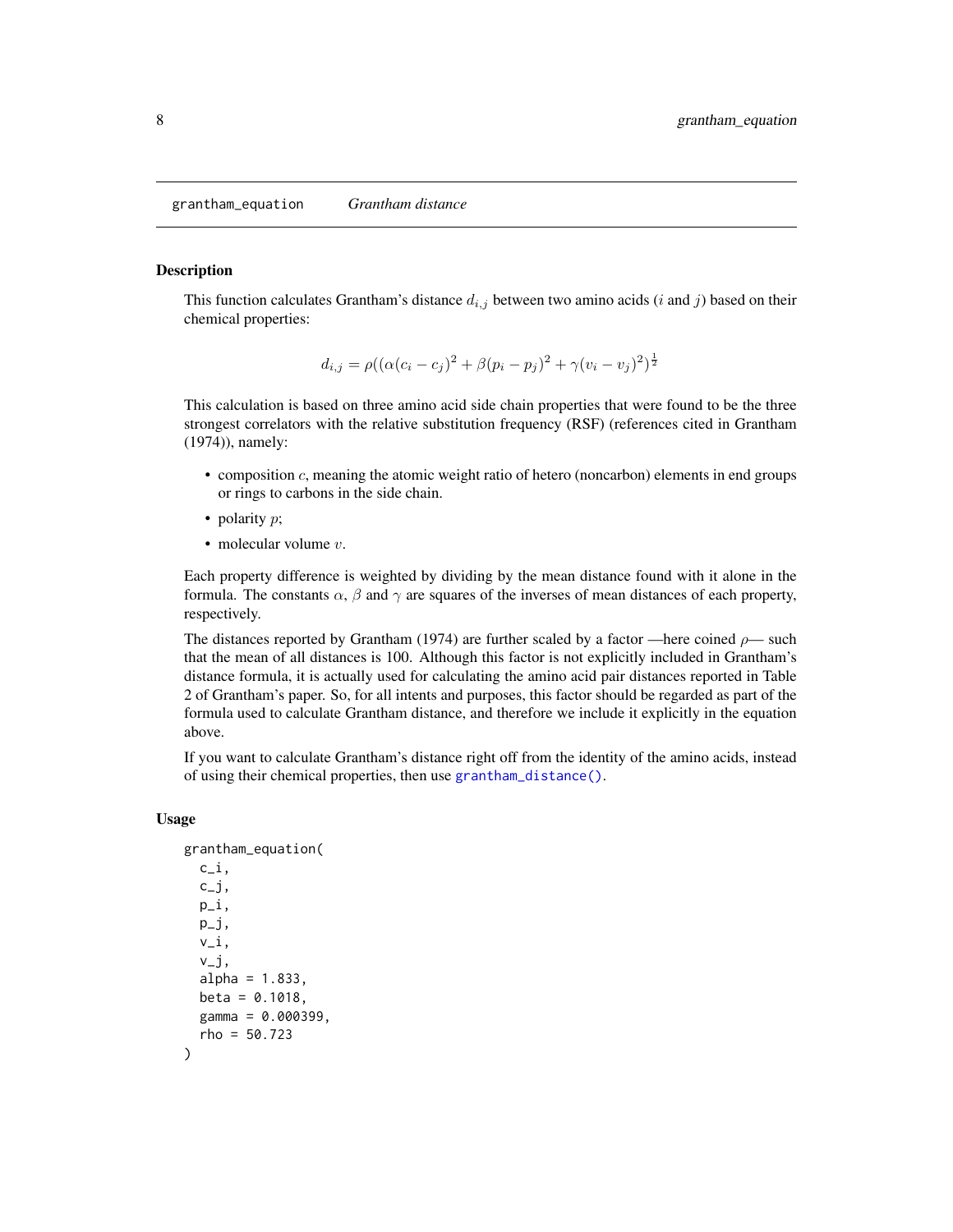## grantham_equation    *Grantham distance*

### Description

This function calculates Grantham's distance $d_{i,j}$ between two amino acids ($i$ and $j$) based on their chemical properties:

$$d_{i,j} = \rho((\alpha(c_i - c_j)^2 + \beta(p_i - p_j)^2 + \gamma(v_i - v_j)^2)^{\frac{1}{2}}$$

This calculation is based on three amino acid side chain properties that were found to be the three strongest correlators with the relative substitution frequency (RSF) (references cited in Grantham (1974)), namely:

- composition $c$, meaning the atomic weight ratio of hetero (noncarbon) elements in end groups or rings to carbons in the side chain.
- polarity $p$;
- molecular volume $v$.

Each property difference is weighted by dividing by the mean distance found with it alone in the formula. The constants $\alpha$, $\beta$ and $\gamma$ are squares of the inverses of mean distances of each property, respectively.

The distances reported by Grantham (1974) are further scaled by a factor —here coined $\rho$— such that the mean of all distances is 100. Although this factor is not explicitly included in Grantham's distance formula, it is actually used for calculating the amino acid pair distances reported in Table 2 of Grantham's paper. So, for all intents and purposes, this factor should be regarded as part of the formula used to calculate Grantham distance, and therefore we include it explicitly in the equation above.

If you want to calculate Grantham's distance right off from the identity of the amino acids, instead of using their chemical properties, then use `grantham_distance()`.

### Usage

```
grantham_equation(
  c_i,
  c_j,
  p_i,
  p_j,
  v_i,
  v_j,
  alpha = 1.833,
  beta = 0.1018,
  gamma = 0.000399,
  rho = 50.723
)
```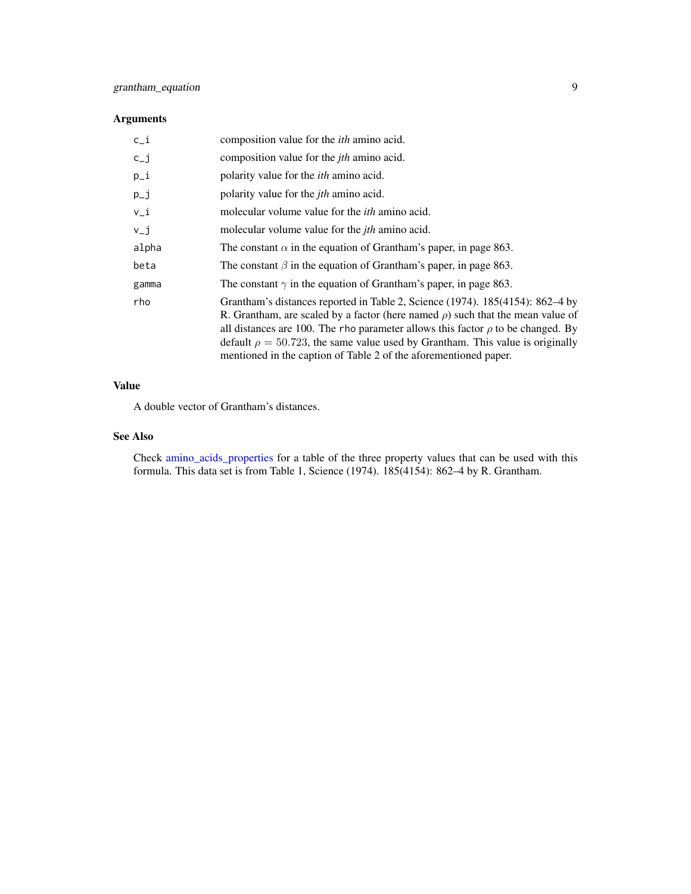### Arguments

| | |
|---|---|
| `c_i` | composition value for the *ith* amino acid. |
| `c_j` | composition value for the *jth* amino acid. |
| `p_i` | polarity value for the *ith* amino acid. |
| `p_j` | polarity value for the *jth* amino acid. |
| `v_i` | molecular volume value for the *ith* amino acid. |
| `v_j` | molecular volume value for the *jth* amino acid. |
| `alpha` | The constant $\alpha$ in the equation of Grantham's paper, in page 863. |
| `beta` | The constant $\beta$ in the equation of Grantham's paper, in page 863. |
| `gamma` | The constant $\gamma$ in the equation of Grantham's paper, in page 863. |
| `rho` | Grantham's distances reported in Table 2, Science (1974). 185(4154): 862–4 by R. Grantham, are scaled by a factor (here named $\rho$) such that the mean value of all distances are 100. The `rho` parameter allows this factor $\rho$ to be changed. By default $\rho = 50.723$, the same value used by Grantham. This value is originally mentioned in the caption of Table 2 of the aforementioned paper. |

### Value

A double vector of Grantham's distances.

### See Also

Check amino_acids_properties for a table of the three property values that can be used with this formula. This data set is from Table 1, Science (1974). 185(4154): 862–4 by R. Grantham.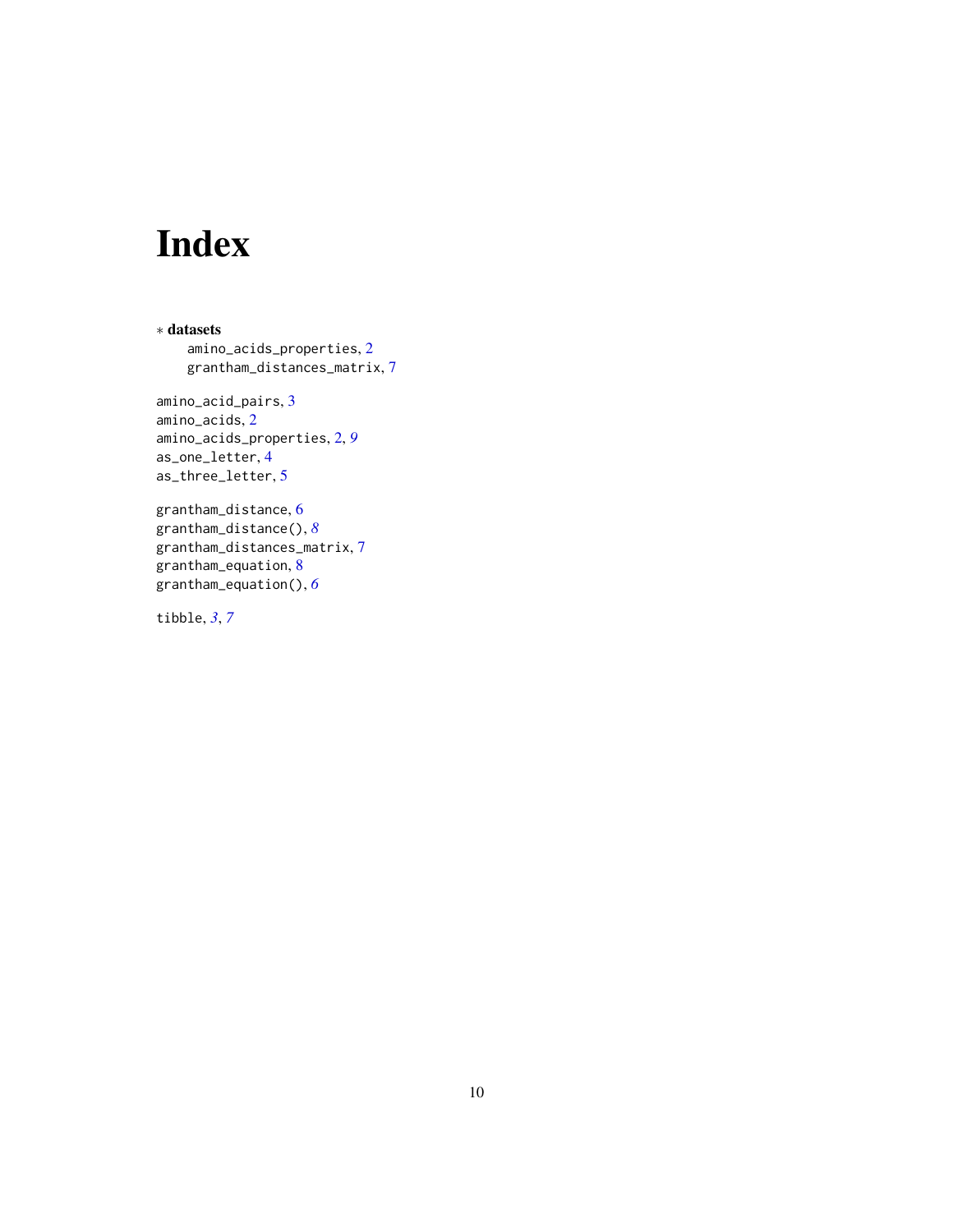# Index

∗ **datasets**

amino_acids_properties, 2
grantham_distances_matrix, 7

amino_acid_pairs, 3
amino_acids, 2
amino_acids_properties, 2, *9*
as_one_letter, 4
as_three_letter, 5

grantham_distance, 6
grantham_distance(), *8*
grantham_distances_matrix, 7
grantham_equation, 8
grantham_equation(), *6*

tibble, *3*, *7*